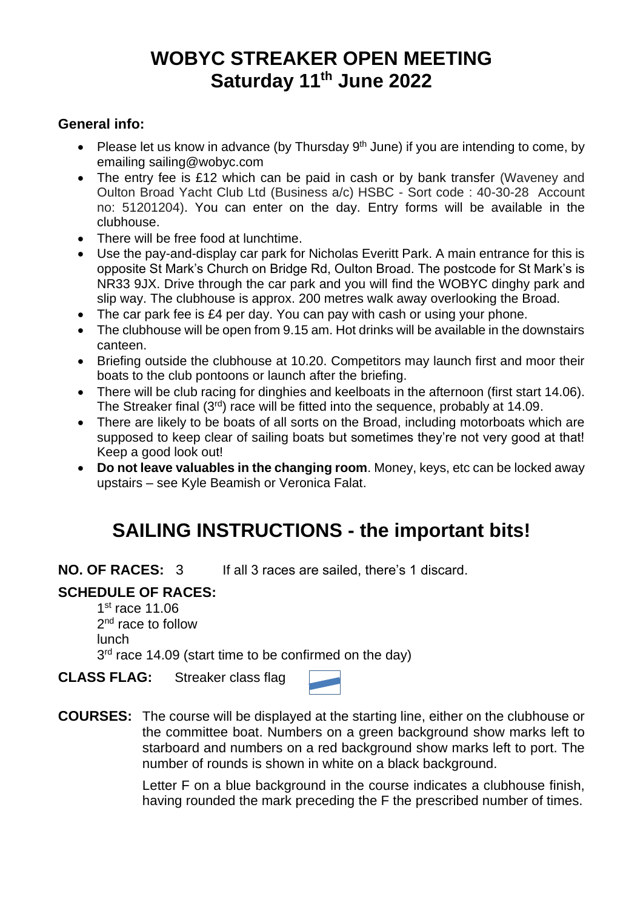# WOBYC STREAKER OPEN MEETING
# Saturday 11th June 2022

**General info:**

- Please let us know in advance (by Thursday 9th June) if you are intending to come, by emailing sailing@wobyc.com
- The entry fee is £12 which can be paid in cash or by bank transfer (Waveney and Oulton Broad Yacht Club Ltd (Business a/c) HSBC - Sort code : 40-30-28 Account no: 51201204). You can enter on the day. Entry forms will be available in the clubhouse.
- There will be free food at lunchtime.
- Use the pay-and-display car park for Nicholas Everitt Park. A main entrance for this is opposite St Mark's Church on Bridge Rd, Oulton Broad. The postcode for St Mark's is NR33 9JX. Drive through the car park and you will find the WOBYC dinghy park and slip way. The clubhouse is approx. 200 metres walk away overlooking the Broad.
- The car park fee is £4 per day. You can pay with cash or using your phone.
- The clubhouse will be open from 9.15 am. Hot drinks will be available in the downstairs canteen.
- Briefing outside the clubhouse at 10.20. Competitors may launch first and moor their boats to the club pontoons or launch after the briefing.
- There will be club racing for dinghies and keelboats in the afternoon (first start 14.06). The Streaker final (3rd) race will be fitted into the sequence, probably at 14.09.
- There are likely to be boats of all sorts on the Broad, including motorboats which are supposed to keep clear of sailing boats but sometimes they're not very good at that! Keep a good look out!
- **Do not leave valuables in the changing room**. Money, keys, etc can be locked away upstairs – see Kyle Beamish or Veronica Falat.

# SAILING INSTRUCTIONS - the important bits!

**NO. OF RACES:** 3 If all 3 races are sailed, there's 1 discard.

**SCHEDULE OF RACES:**

1st race 11.06
2nd race to follow
lunch
3rd race 14.09 (start time to be confirmed on the day)

**CLASS FLAG:** Streaker class flag

**COURSES:** The course will be displayed at the starting line, either on the clubhouse or the committee boat. Numbers on a green background show marks left to starboard and numbers on a red background show marks left to port. The number of rounds is shown in white on a black background.

Letter F on a blue background in the course indicates a clubhouse finish, having rounded the mark preceding the F the prescribed number of times.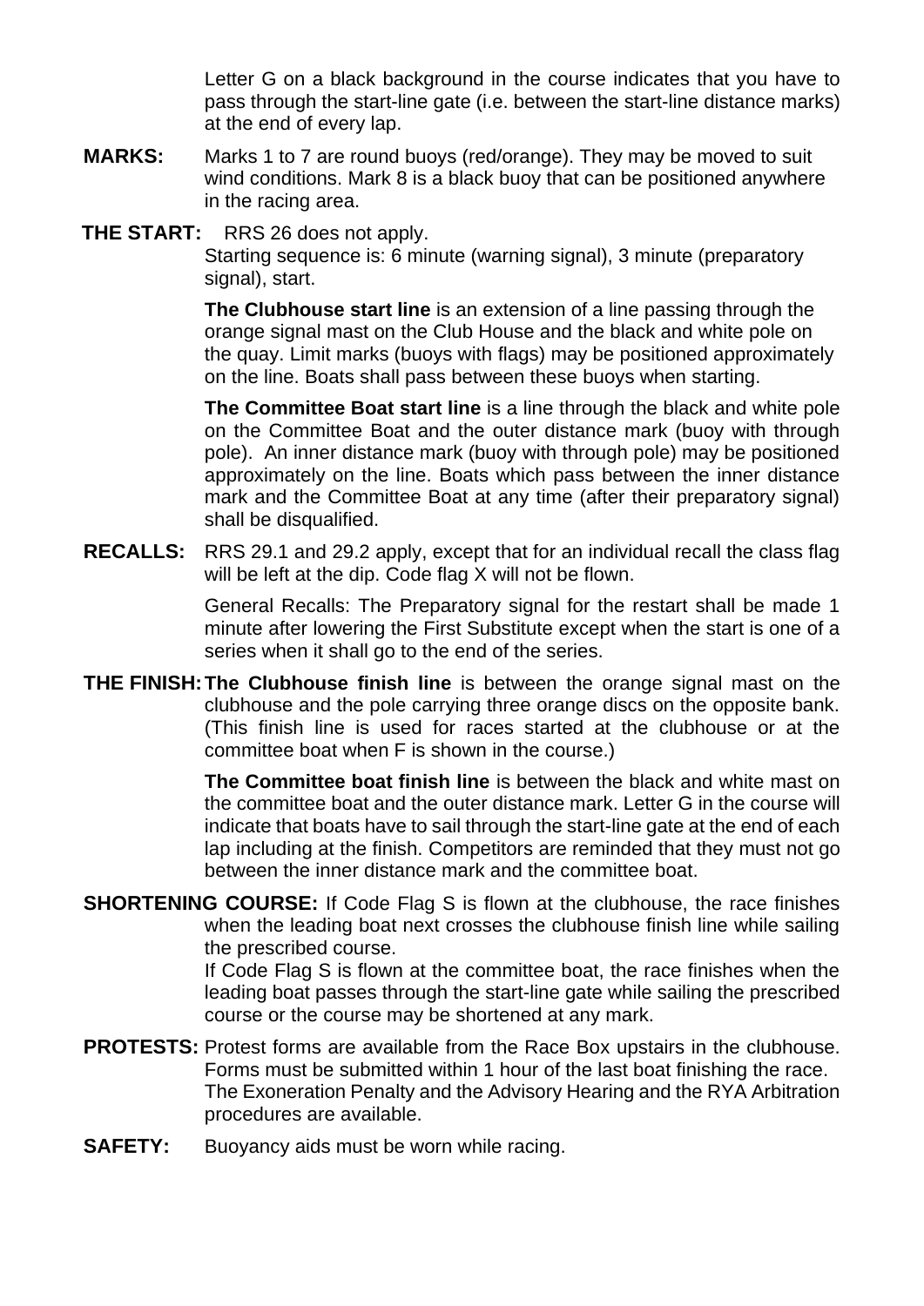Letter G on a black background in the course indicates that you have to pass through the start-line gate (i.e. between the start-line distance marks) at the end of every lap.

**MARKS:** Marks 1 to 7 are round buoys (red/orange). They may be moved to suit wind conditions. Mark 8 is a black buoy that can be positioned anywhere in the racing area.

**THE START:** RRS 26 does not apply.
Starting sequence is: 6 minute (warning signal), 3 minute (preparatory signal), start.

**The Clubhouse start line** is an extension of a line passing through the orange signal mast on the Club House and the black and white pole on the quay. Limit marks (buoys with flags) may be positioned approximately on the line. Boats shall pass between these buoys when starting.

**The Committee Boat start line** is a line through the black and white pole on the Committee Boat and the outer distance mark (buoy with through pole). An inner distance mark (buoy with through pole) may be positioned approximately on the line. Boats which pass between the inner distance mark and the Committee Boat at any time (after their preparatory signal) shall be disqualified.

**RECALLS:** RRS 29.1 and 29.2 apply, except that for an individual recall the class flag will be left at the dip. Code flag X will not be flown.

General Recalls: The Preparatory signal for the restart shall be made 1 minute after lowering the First Substitute except when the start is one of a series when it shall go to the end of the series.

**THE FINISH:** **The Clubhouse finish line** is between the orange signal mast on the clubhouse and the pole carrying three orange discs on the opposite bank. (This finish line is used for races started at the clubhouse or at the committee boat when F is shown in the course.)

**The Committee boat finish line** is between the black and white mast on the committee boat and the outer distance mark. Letter G in the course will indicate that boats have to sail through the start-line gate at the end of each lap including at the finish. Competitors are reminded that they must not go between the inner distance mark and the committee boat.

**SHORTENING COURSE:** If Code Flag S is flown at the clubhouse, the race finishes when the leading boat next crosses the clubhouse finish line while sailing the prescribed course.
If Code Flag S is flown at the committee boat, the race finishes when the leading boat passes through the start-line gate while sailing the prescribed course or the course may be shortened at any mark.

**PROTESTS:** Protest forms are available from the Race Box upstairs in the clubhouse. Forms must be submitted within 1 hour of the last boat finishing the race.
The Exoneration Penalty and the Advisory Hearing and the RYA Arbitration procedures are available.

**SAFETY:** Buoyancy aids must be worn while racing.